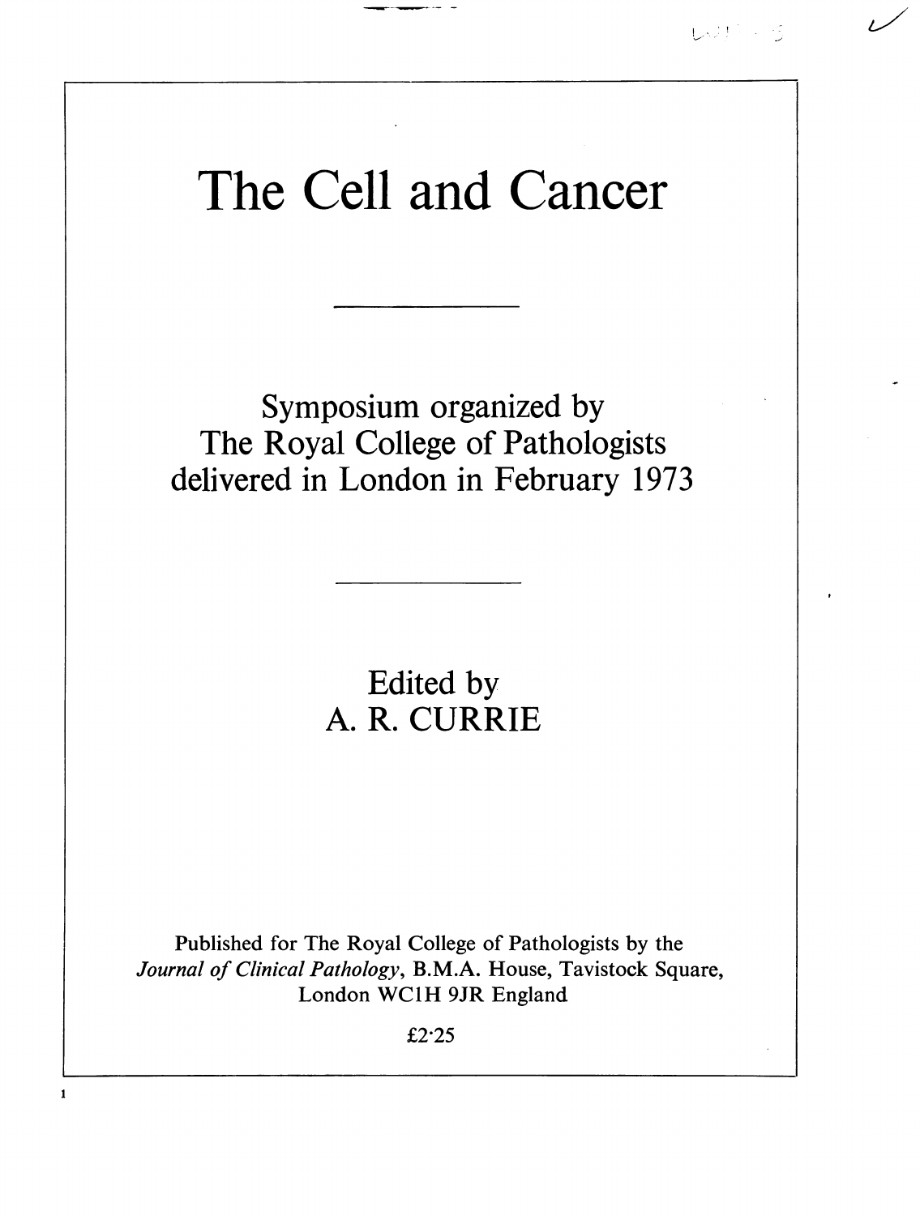# The Cell and Cancer

Symposium organized by
The Royal College of Pathologists
delivered in London in February 1973

Edited by
A. R. CURRIE

Published for The Royal College of Pathologists by the *Journal of Clinical Pathology*, B.M.A. House, Tavistock Square, London WC1H 9JR England

£2·25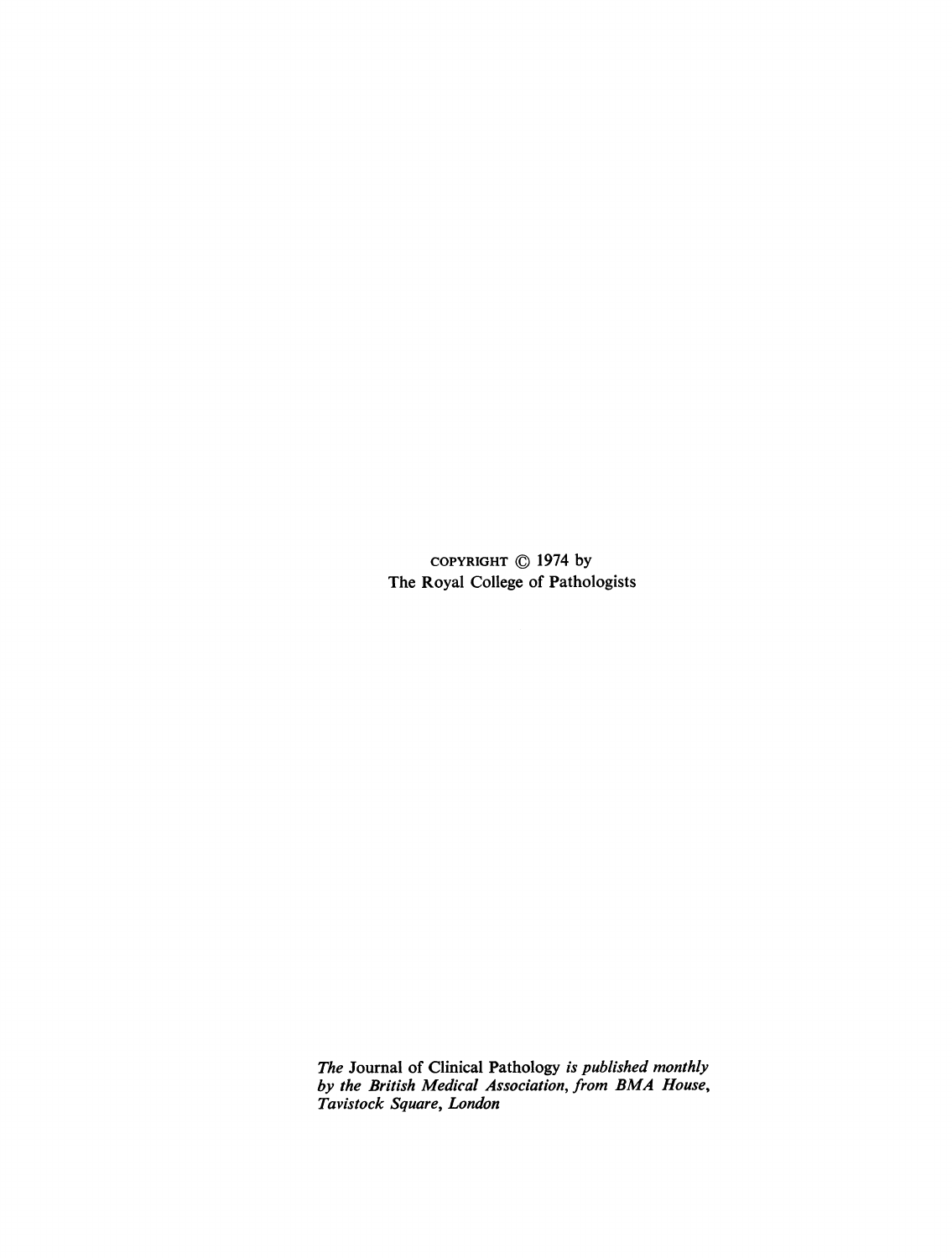COPYRIGHT © 1974 by
The Royal College of Pathologists

*The* Journal of Clinical Pathology *is published monthly by the British Medical Association, from BMA House, Tavistock Square, London*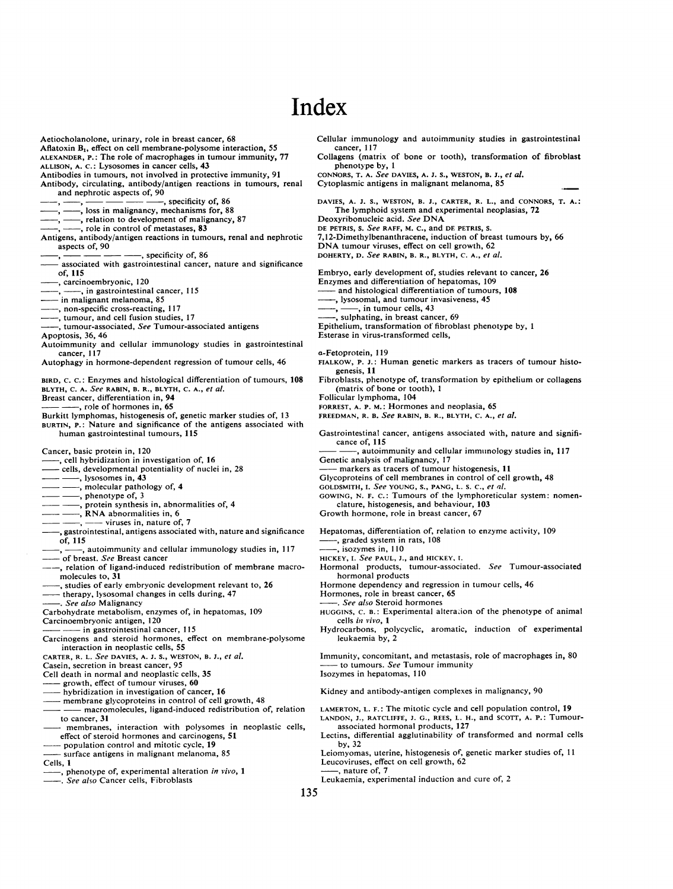# Index

Aetiocholanolone, urinary, role in breast cancer, 68
Aflatoxin $B_1$, effect on cell membrane-polysome interaction, 55
ALEXANDER, P.: The role of macrophages in tumour immunity, **77**
ALLISON, A. C.: Lysosomes in cancer cells, **43**
Antibodies in tumours, not involved in protective immunity, 91
Antibody, circulating, antibody/antigen reactions in tumours, renal and nephrotic aspects of, 90
——, ——, —— —— —— ——, specificity of, 86
——, ——, loss in malignancy, mechanisms for, 88
——, ——, relation to development of malignancy, 87
——, ——, role in control of metastases, 83
Antigens, antibody/antigen reactions in tumours, renal and nephrotic aspects of, 90
——, —— —— —— ——, specificity of, 86
—— associated with gastrointestinal cancer, nature and significance of, **115**
——, carcinoembryonic, 120
——, ——, in gastrointestinal cancer, 115
—— in malignant melanoma, 85
——, non-specific cross-reacting, 117
——, tumour, and cell fusion studies, 17
——, tumour-associated, *See* Tumour-associated antigens
Apoptosis, 36, 46
Autoimmunity and cellular immunology studies in gastrointestinal cancer, 117
Autophagy in hormone-dependent regression of tumour cells, 46

BIRD, C. C.: Enzymes and histological differentiation of tumours, **108**
BLYTH, C. A. *See* RABIN, B. R., BLYTH, C. A., *et al.*
Breast cancer, differentiation in, 94
—— ——, role of hormones in, 65
Burkitt lymphomas, histogenesis of, genetic marker studies of, 13
BURTIN, P.: Nature and significance of the antigens associated with human gastrointestinal tumours, **115**

Cancer, basic protein in, 120
——, cell hybridization in investigation of, 16
—— cells, developmental potentiality of nuclei in, 28
—— ——, lysosomes in, 43
—— ——, molecular pathology of, 4
—— ——, phenotype of, 3
—— ——, protein synthesis in, abnormalities of, 4
—— ——, RNA abnormalities in, 6
—— ——, —— viruses in, nature of, 7
——, gastrointestinal, antigens associated with, nature and significance of, **115**
——, ——, autoimmunity and cellular immunology studies in, 117
—— of breast. *See* Breast cancer
——, relation of ligand-induced redistribution of membrane macromolecules to, 31
——, studies of early embryonic development relevant to, 26
—— therapy, lysosomal changes in cells during, 47
——. *See also* Malignancy
Carbohydrate metabolism, enzymes of, in hepatomas, 109
Carcinoembryonic antigen, 120
—— —— in gastrointestinal cancer, 115
Carcinogens and steroid hormones, effect on membrane-polysome interaction in neoplastic cells, 55
CARTER, R. L. *See* DAVIES, A. J. S., WESTON, B. J., *et al.*
Casein, secretion in breast cancer, 95
Cell death in normal and neoplastic cells, 35
—— growth, effect of tumour viruses, 60
—— hybridization in investigation of cancer, 16
—— membrane glycoproteins in control of cell growth, 48
—— —— macromolecules, ligand-induced redistribution of, relation to cancer, 31
—— membranes, interaction with polysomes in neoplastic cells, effect of steroid hormones and carcinogens, 51
—— population control and mitotic cycle, 19
—— surface antigens in malignant melanoma, 85
Cells, 1
——, phenotype of, experimental alteration *in vivo*, 1
——. *See also* Cancer cells, Fibroblasts

Cellular immunology and autoimmunity studies in gastrointestinal cancer, 117
Collagens (matrix of bone or tooth), transformation of fibroblast phenotype by, 1
CONNORS, T. A. *See* DAVIES, A. J. S., WESTON, B. J., *et al.*
Cytoplasmic antigens in malignant melanoma, 85

DAVIES, A. J. S., WESTON, B. J., CARTER, R. L., and CONNORS, T. A.: The lymphoid system and experimental neoplasias, **72**
Deoxyribonucleic acid. *See* DNA
DE PETRIS, S. *See* RAFF, M. C., and DE PETRIS, S.
7,12-Dimethylbenanthracene, induction of breast tumours by, 66
DNA tumour viruses, effect on cell growth, 62
DOHERTY, D. *See* RABIN, B. R., BLYTH, C. A., *et al.*

Embryo, early development of, studies relevant to cancer, 26
Enzymes and differentiation of hepatomas, 109
—— and histological differentiation of tumours, **108**
——, lysosomal, and tumour invasiveness, 45
——, ——, in tumour cells, 43
——, sulphating, in breast cancer, 69
Epithelium, transformation of fibroblast phenotype by, 1
Esterase in virus-transformed cells,

α-Fetoprotein, 119
FIALKOW, P. J.: Human genetic markers as tracers of tumour histogenesis, **11**
Fibroblasts, phenotype of, transformation by epithelium or collagens (matrix of bone or tooth), 1
Follicular lymphoma, 104
FORREST, A. P. M.: Hormones and neoplasia, **65**
FREEDMAN, R. B. *See* RABIN, B. R., BLYTH, C. A., *et al.*

Gastrointestinal cancer, antigens associated with, nature and significance of, **115**
—— ——, autoimmunity and cellular immunology studies in, 117
Genetic analysis of malignancy, 17
—— markers as tracers of tumour histogenesis, **11**
Glycoproteins of cell membranes in control of cell growth, 48
GOLDSMITH, I. *See* YOUNG, S., PANG, L. S. C., *et al.*
GOWING, N. F. C.: Tumours of the lymphoreticular system: nomenclature, histogenesis, and behaviour, **103**
Growth hormone, role in breast cancer, 67

Hepatomas, differentiation of, relation to enzyme activity, 109
——, graded system in rats, 108
——, isozymes in, 110
HICKEY, I. *See* PAUL, J., and HICKEY, I.
Hormonal products, tumour-associated. *See* Tumour-associated hormonal products
Hormone dependency and regression in tumour cells, 46
Hormones, role in breast cancer, 65
——. *See also* Steroid hormones
HUGGINS, C. B.: Experimental alteration of the phenotype of animal cells *in vivo*, **1**
Hydrocarbons, polycyclic, aromatic, induction of experimental leukaemia by, 2

Immunity, concomitant, and metastasis, role of macrophages in, 80
—— to tumours. *See* Tumour immunity
Isozymes in hepatomas, 110

Kidney and antibody-antigen complexes in malignancy, 90

LAMERTON, L. F.: The mitotic cycle and cell population control, **19**
LANDON, J., RATCLIFFE, J. G., REES, L. H., and SCOTT, A. P.: Tumour-associated hormonal products, **127**
Lectins, differential agglutinability of transformed and normal cells by, 32
Leiomyomas, uterine, histogenesis of, genetic marker studies of, 11
Leucoviruses, effect on cell growth, 62
——, nature of, 7
Leukaemia, experimental induction and cure of, 2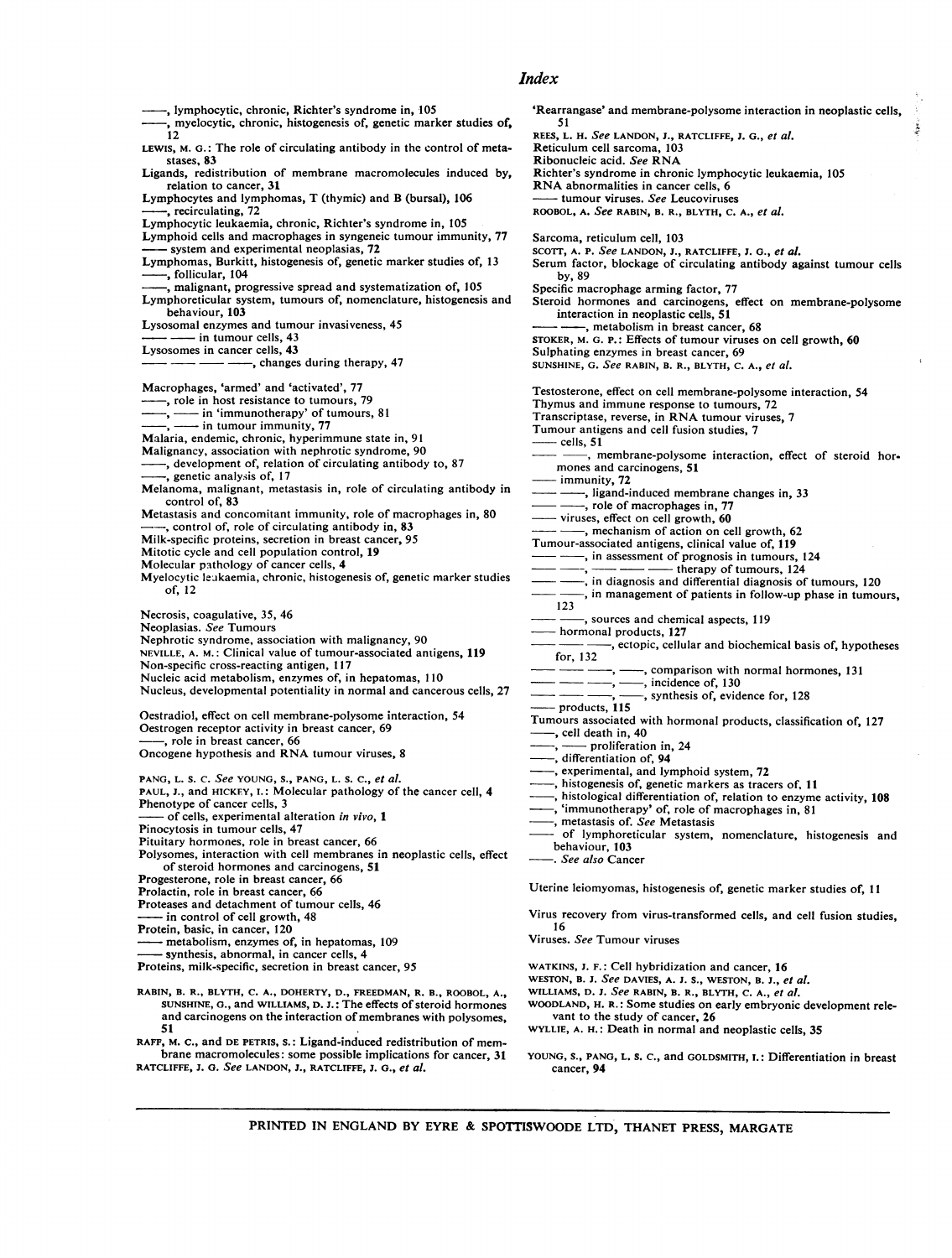# Index

——, lymphocytic, chronic, Richter's syndrome in, 105
——, myelocytic, chronic, histogenesis of, genetic marker studies of, 12
LEWIS, M. G.: The role of circulating antibody in the control of metastases, **83**
Ligands, redistribution of membrane macromolecules induced by, relation to cancer, 31
Lymphocytes and lymphomas, T (thymic) and B (bursal), 106
——, recirculating, 72
Lymphocytic leukaemia, chronic, Richter's syndrome in, 105
Lymphoid cells and macrophages in syngeneic tumour immunity, 77
—— system and experimental neoplasias, 72
Lymphomas, Burkitt, histogenesis of, genetic marker studies of, 13
——, follicular, 104
——, malignant, progressive spread and systematization of, 105
Lymphoreticular system, tumours of, nomenclature, histogenesis and behaviour, **103**
Lysosomal enzymes and tumour invasiveness, 45
—— —— in tumour cells, 43
Lysosomes in cancer cells, 43
—— —— —— ——, changes during therapy, 47

Macrophages, 'armed' and 'activated', 77
——, role in host resistance to tumours, 79
——, —— in 'immunotherapy' of tumours, 81
——, —— in tumour immunity, 77
Malaria, endemic, chronic, hyperimmune state in, 91
Malignancy, association with nephrotic syndrome, 90
——, development of, relation of circulating antibody to, 87
——, genetic analysis of, 17
Melanoma, malignant, metastasis in, role of circulating antibody in control of, **83**
Metastasis and concomitant immunity, role of macrophages in, 80
——, control of, role of circulating antibody in, **83**
Milk-specific proteins, secretion in breast cancer, 95
Mitotic cycle and cell population control, **19**
Molecular pathology of cancer cells, **4**
Myelocytic leukaemia, chronic, histogenesis of, genetic marker studies of, 12

Necrosis, coagulative, 35, 46
Neoplasias. *See* Tumours
Nephrotic syndrome, association with malignancy, 90
NEVILLE, A. M.: Clinical value of tumour-associated antigens, **119**
Non-specific cross-reacting antigen, 117
Nucleic acid metabolism, enzymes of, in hepatomas, 110
Nucleus, developmental potentiality in normal and cancerous cells, 27

Oestradiol, effect on cell membrane-polysome interaction, 54
Oestrogen receptor activity in breast cancer, 69
——, role in breast cancer, 66
Oncogene hypothesis and RNA tumour viruses, 8

PANG, L. S. C. *See* YOUNG, S., PANG, L. S. C., *et al.*
PAUL, J., and HICKEY, I.: Molecular pathology of the cancer cell, **4**
Phenotype of cancer cells, 3
—— of cells, experimental alteration *in vivo*, **1**
Pinocytosis in tumour cells, 47
Pituitary hormones, role in breast cancer, 66
Polysomes, interaction with cell membranes in neoplastic cells, effect of steroid hormones and carcinogens, **51**
Progesterone, role in breast cancer, 66
Prolactin, role in breast cancer, 66
Proteases and detachment of tumour cells, 46
—— in control of cell growth, 48
Protein, basic, in cancer, 120
—— metabolism, enzymes of, in hepatomas, 109
—— synthesis, abnormal, in cancer cells, 4
Proteins, milk-specific, secretion in breast cancer, 95

RABIN, B. R., BLYTH, C. A., DOHERTY, D., FREEDMAN, R. B., ROOBOL, A., SUNSHINE, G., and WILLIAMS, D. J.: The effects of steroid hormones and carcinogens on the interaction of membranes with polysomes, **51**
RAFF, M. C., and DE PETRIS, S.: Ligand-induced redistribution of membrane macromolecules: some possible implications for cancer, **31**
RATCLIFFE, J. G. *See* LANDON, J., RATCLIFFE, J. G., *et al.*

'Rearrangase' and membrane-polysome interaction in neoplastic cells, 51
REES, L. H. *See* LANDON, J., RATCLIFFE, J. G., *et al.*
Reticulum cell sarcoma, 103
Ribonucleic acid. *See* RNA
Richter's syndrome in chronic lymphocytic leukaemia, 105
RNA abnormalities in cancer cells, 6
—— tumour viruses. *See* Leucoviruses
ROOBOL, A. *See* RABIN, B. R., BLYTH, C. A., *et al.*

Sarcoma, reticulum cell, 103
SCOTT, A. P. *See* LANDON, J., RATCLIFFE, J. G., *et al.*
Serum factor, blockage of circulating antibody against tumour cells by, 89
Specific macrophage arming factor, 77
Steroid hormones and carcinogens, effect on membrane-polysome interaction in neoplastic cells, **51**
—— ——, metabolism in breast cancer, 68
STOKER, M. G. P.: Effects of tumour viruses on cell growth, **60**
Sulphating enzymes in breast cancer, 69
SUNSHINE, G. *See* RABIN, B. R., BLYTH, C. A., *et al.*

Testosterone, effect on cell membrane-polysome interaction, 54
Thymus and immune response to tumours, 72
Transcriptase, reverse, in RNA tumour viruses, 7
Tumour antigens and cell fusion studies, 7
—— cells, 51
—— ——, membrane-polysome interaction, effect of steroid hormones and carcinogens, **51**
—— immunity, 72
—— ——, ligand-induced membrane changes in, 33
—— ——, role of macrophages in, 77
—— viruses, effect on cell growth, **60**
—— ——, mechanism of action on cell growth, 62
Tumour-associated antigens, clinical value of, **119**
—— ——, in assessment of prognosis in tumours, 124
—— ——, —— —— —— therapy of tumours, 124
—— ——, in diagnosis and differential diagnosis of tumours, 120
—— ——, in management of patients in follow-up phase in tumours, 123
—— ——, sources and chemical aspects, 119
—— hormonal products, 127
—— —— ——, ectopic, cellular and biochemical basis of, hypotheses for, 132
—— —— ——, ——, comparison with normal hormones, 131
—— —— ——, ——, incidence of, 130
—— —— ——, ——, synthesis of, evidence for, 128
—— products, **115**
Tumours associated with hormonal products, classification of, 127
——, cell death in, 40
——, —— proliferation in, 24
——, differentiation of, **94**
——, experimental, and lymphoid system, 72
——, histogenesis of, genetic markers as tracers of, **11**
——, histological differentiation of, relation to enzyme activity, **108**
——, 'immunotherapy' of, role of macrophages in, 81
——, metastasis of. *See* Metastasis
—— of lymphoreticular system, nomenclature, histogenesis and behaviour, **103**
——. *See also* Cancer

Uterine leiomyomas, histogenesis of, genetic marker studies of, 11

Virus recovery from virus-transformed cells, and cell fusion studies, 16
Viruses. *See* Tumour viruses

WATKINS, J. F.: Cell hybridization and cancer, **16**
WESTON, B. J. *See* DAVIES, A. J. S., WESTON, B. J., *et al.*
WILLIAMS, D. J. *See* RABIN, B. R., BLYTH, C. A., *et al.*
WOODLAND, H. R.: Some studies on early embryonic development relevant to the study of cancer, **26**
WYLLIE, A. H.: Death in normal and neoplastic cells, **35**

YOUNG, S., PANG, L. S. C., and GOLDSMITH, I.: Differentiation in breast cancer, **94**

PRINTED IN ENGLAND BY EYRE & SPOTTISWOODE LTD, THANET PRESS, MARGATE